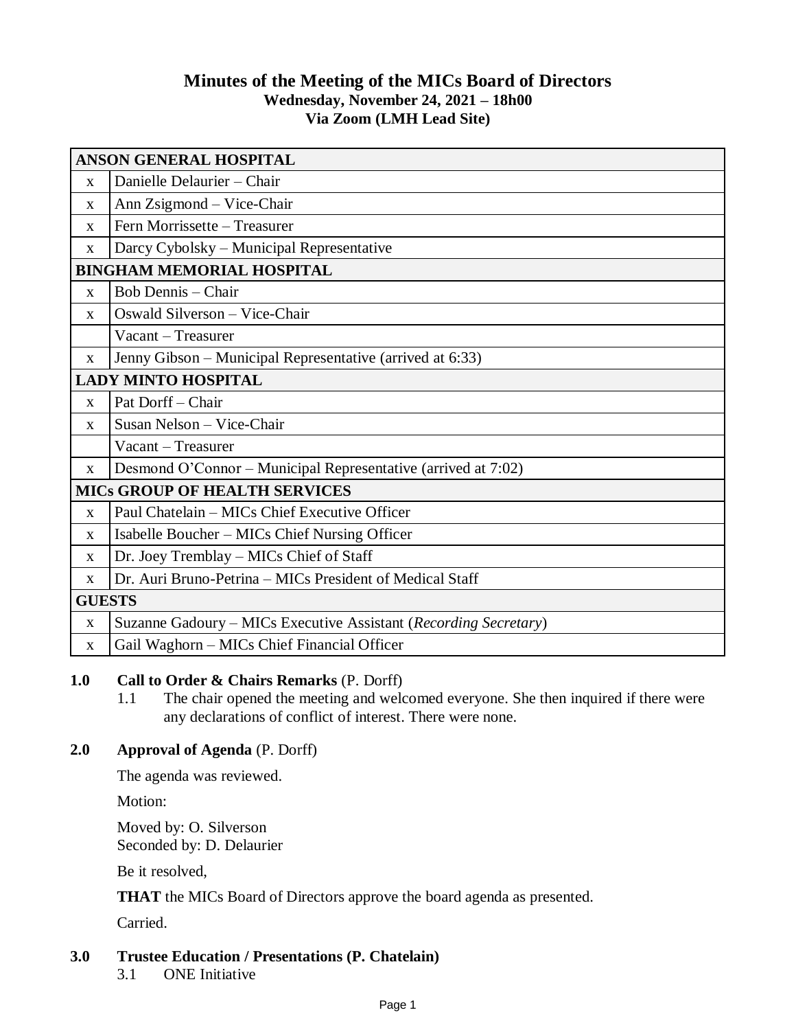# Minutes of the Meeting of the MICs Board of Directors

**Wednesday, November 24, 2021 – 18h00**
**Via Zoom (LMH Lead Site)**

| ANSON GENERAL HOSPITAL | |
|---|---|
| x | Danielle Delaurier – Chair |
| x | Ann Zsigmond – Vice-Chair |
| x | Fern Morrissette – Treasurer |
| x | Darcy Cybolsky – Municipal Representative |
| **BINGHAM MEMORIAL HOSPITAL** | |
| x | Bob Dennis – Chair |
| x | Oswald Silverson – Vice-Chair |
| | Vacant – Treasurer |
| x | Jenny Gibson – Municipal Representative (arrived at 6:33) |
| **LADY MINTO HOSPITAL** | |
| x | Pat Dorff – Chair |
| x | Susan Nelson – Vice-Chair |
| | Vacant – Treasurer |
| x | Desmond O'Connor – Municipal Representative (arrived at 7:02) |
| **MICs GROUP OF HEALTH SERVICES** | |
| x | Paul Chatelain – MICs Chief Executive Officer |
| x | Isabelle Boucher – MICs Chief Nursing Officer |
| x | Dr. Joey Tremblay – MICs Chief of Staff |
| x | Dr. Auri Bruno-Petrina – MICs President of Medical Staff |
| **GUESTS** | |
| x | Suzanne Gadoury – MICs Executive Assistant (*Recording Secretary*) |
| x | Gail Waghorn – MICs Chief Financial Officer |

**1.0 Call to Order & Chairs Remarks** (P. Dorff)

1.1 The chair opened the meeting and welcomed everyone. She then inquired if there were any declarations of conflict of interest. There were none.

**2.0 Approval of Agenda** (P. Dorff)

The agenda was reviewed.

Motion:

Moved by: O. Silverson
Seconded by: D. Delaurier

Be it resolved,

**THAT** the MICs Board of Directors approve the board agenda as presented.

Carried.

**3.0 Trustee Education / Presentations (P. Chatelain)**

3.1 ONE Initiative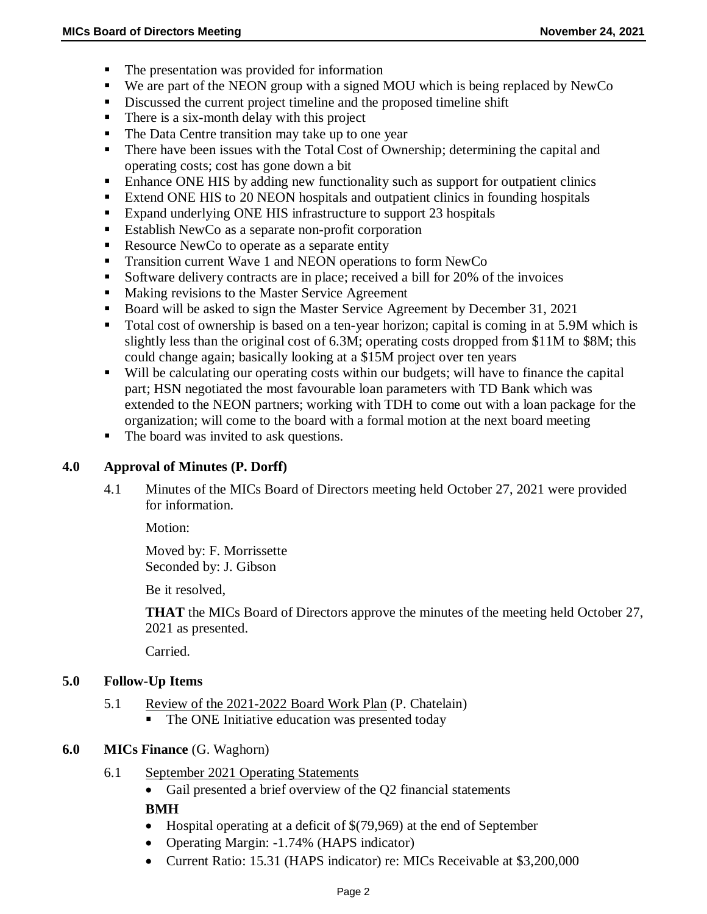- The presentation was provided for information
- We are part of the NEON group with a signed MOU which is being replaced by NewCo
- Discussed the current project timeline and the proposed timeline shift
- There is a six-month delay with this project
- The Data Centre transition may take up to one year
- There have been issues with the Total Cost of Ownership; determining the capital and operating costs; cost has gone down a bit
- Enhance ONE HIS by adding new functionality such as support for outpatient clinics
- Extend ONE HIS to 20 NEON hospitals and outpatient clinics in founding hospitals
- Expand underlying ONE HIS infrastructure to support 23 hospitals
- Establish NewCo as a separate non-profit corporation
- Resource NewCo to operate as a separate entity
- Transition current Wave 1 and NEON operations to form NewCo
- Software delivery contracts are in place; received a bill for 20% of the invoices
- Making revisions to the Master Service Agreement
- Board will be asked to sign the Master Service Agreement by December 31, 2021
- Total cost of ownership is based on a ten-year horizon; capital is coming in at 5.9M which is slightly less than the original cost of 6.3M; operating costs dropped from $11M to $8M; this could change again; basically looking at a $15M project over ten years
- Will be calculating our operating costs within our budgets; will have to finance the capital part; HSN negotiated the most favourable loan parameters with TD Bank which was extended to the NEON partners; working with TDH to come out with a loan package for the organization; will come to the board with a formal motion at the next board meeting
- The board was invited to ask questions.

## 4.0 Approval of Minutes (P. Dorff)

4.1 Minutes of the MICs Board of Directors meeting held October 27, 2021 were provided for information.

Motion:

Moved by: F. Morrissette
Seconded by: J. Gibson

Be it resolved,

**THAT** the MICs Board of Directors approve the minutes of the meeting held October 27, 2021 as presented.

Carried.

## 5.0 Follow-Up Items

5.1 Review of the 2021-2022 Board Work Plan (P. Chatelain)

- The ONE Initiative education was presented today

## 6.0 MICs Finance (G. Waghorn)

6.1 September 2021 Operating Statements

- Gail presented a brief overview of the Q2 financial statements

**BMH**

- Hospital operating at a deficit of $(79,969) at the end of September
- Operating Margin: -1.74% (HAPS indicator)
- Current Ratio: 15.31 (HAPS indicator) re: MICs Receivable at $3,200,000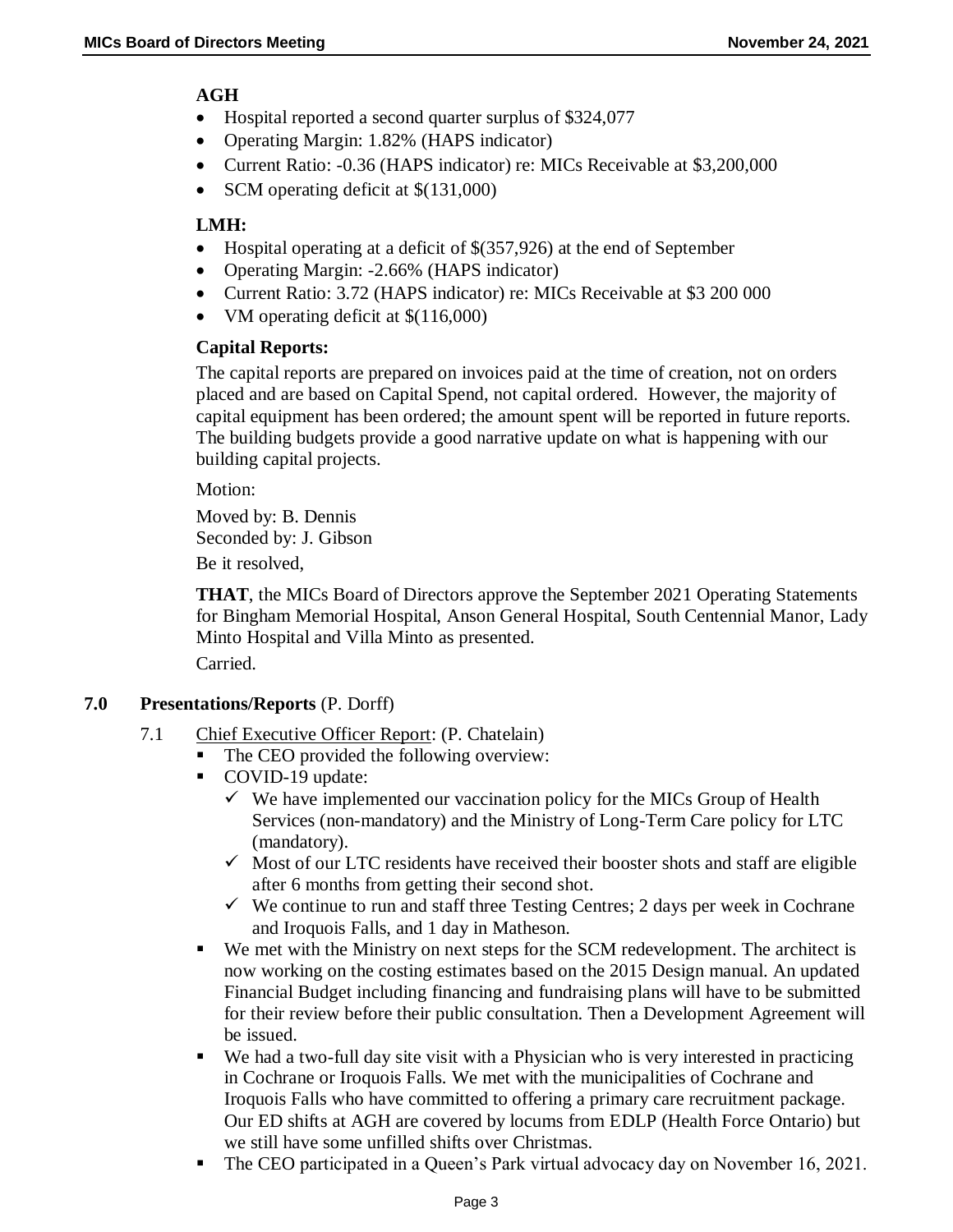**AGH**

- Hospital reported a second quarter surplus of $324,077
- Operating Margin: 1.82% (HAPS indicator)
- Current Ratio: -0.36 (HAPS indicator) re: MICs Receivable at $3,200,000
- SCM operating deficit at $(131,000)

**LMH:**

- Hospital operating at a deficit of $(357,926) at the end of September
- Operating Margin: -2.66% (HAPS indicator)
- Current Ratio: 3.72 (HAPS indicator) re: MICs Receivable at $3 200 000
- VM operating deficit at $(116,000)

**Capital Reports:**

The capital reports are prepared on invoices paid at the time of creation, not on orders placed and are based on Capital Spend, not capital ordered. However, the majority of capital equipment has been ordered; the amount spent will be reported in future reports. The building budgets provide a good narrative update on what is happening with our building capital projects.

Motion:

Moved by: B. Dennis
Seconded by: J. Gibson

Be it resolved,

**THAT**, the MICs Board of Directors approve the September 2021 Operating Statements for Bingham Memorial Hospital, Anson General Hospital, South Centennial Manor, Lady Minto Hospital and Villa Minto as presented.

Carried.

**7.0 Presentations/Reports** (P. Dorff)

7.1 Chief Executive Officer Report: (P. Chatelain)

- The CEO provided the following overview:
- COVID-19 update:
  - ✓ We have implemented our vaccination policy for the MICs Group of Health Services (non-mandatory) and the Ministry of Long-Term Care policy for LTC (mandatory).
  - ✓ Most of our LTC residents have received their booster shots and staff are eligible after 6 months from getting their second shot.
  - ✓ We continue to run and staff three Testing Centres; 2 days per week in Cochrane and Iroquois Falls, and 1 day in Matheson.
- We met with the Ministry on next steps for the SCM redevelopment. The architect is now working on the costing estimates based on the 2015 Design manual. An updated Financial Budget including financing and fundraising plans will have to be submitted for their review before their public consultation. Then a Development Agreement will be issued.
- We had a two-full day site visit with a Physician who is very interested in practicing in Cochrane or Iroquois Falls. We met with the municipalities of Cochrane and Iroquois Falls who have committed to offering a primary care recruitment package. Our ED shifts at AGH are covered by locums from EDLP (Health Force Ontario) but we still have some unfilled shifts over Christmas.
- The CEO participated in a Queen's Park virtual advocacy day on November 16, 2021.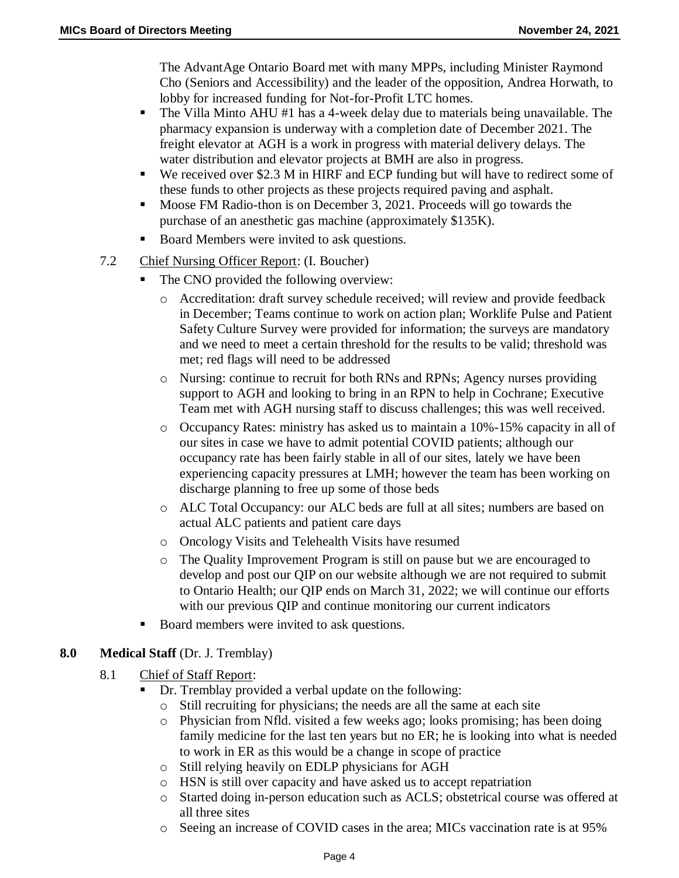The AdvantAge Ontario Board met with many MPPs, including Minister Raymond Cho (Seniors and Accessibility) and the leader of the opposition, Andrea Horwath, to lobby for increased funding for Not-for-Profit LTC homes.

- The Villa Minto AHU #1 has a 4-week delay due to materials being unavailable. The pharmacy expansion is underway with a completion date of December 2021. The freight elevator at AGH is a work in progress with material delivery delays. The water distribution and elevator projects at BMH are also in progress.
- We received over \$2.3 M in HIRF and ECP funding but will have to redirect some of these funds to other projects as these projects required paving and asphalt.
- Moose FM Radio-thon is on December 3, 2021. Proceeds will go towards the purchase of an anesthetic gas machine (approximately \$135K).
- Board Members were invited to ask questions.

7.2 Chief Nursing Officer Report: (I. Boucher)

- The CNO provided the following overview:
  - Accreditation: draft survey schedule received; will review and provide feedback in December; Teams continue to work on action plan; Worklife Pulse and Patient Safety Culture Survey were provided for information; the surveys are mandatory and we need to meet a certain threshold for the results to be valid; threshold was met; red flags will need to be addressed
  - Nursing: continue to recruit for both RNs and RPNs; Agency nurses providing support to AGH and looking to bring in an RPN to help in Cochrane; Executive Team met with AGH nursing staff to discuss challenges; this was well received.
  - Occupancy Rates: ministry has asked us to maintain a 10%-15% capacity in all of our sites in case we have to admit potential COVID patients; although our occupancy rate has been fairly stable in all of our sites, lately we have been experiencing capacity pressures at LMH; however the team has been working on discharge planning to free up some of those beds
  - ALC Total Occupancy: our ALC beds are full at all sites; numbers are based on actual ALC patients and patient care days
  - Oncology Visits and Telehealth Visits have resumed
  - The Quality Improvement Program is still on pause but we are encouraged to develop and post our QIP on our website although we are not required to submit to Ontario Health; our QIP ends on March 31, 2022; we will continue our efforts with our previous QIP and continue monitoring our current indicators
- Board members were invited to ask questions.

**8.0 Medical Staff** (Dr. J. Tremblay)

8.1 Chief of Staff Report:

- Dr. Tremblay provided a verbal update on the following:
  - Still recruiting for physicians; the needs are all the same at each site
  - Physician from Nfld. visited a few weeks ago; looks promising; has been doing family medicine for the last ten years but no ER; he is looking into what is needed to work in ER as this would be a change in scope of practice
  - Still relying heavily on EDLP physicians for AGH
  - HSN is still over capacity and have asked us to accept repatriation
  - Started doing in-person education such as ACLS; obstetrical course was offered at all three sites
  - Seeing an increase of COVID cases in the area; MICs vaccination rate is at 95%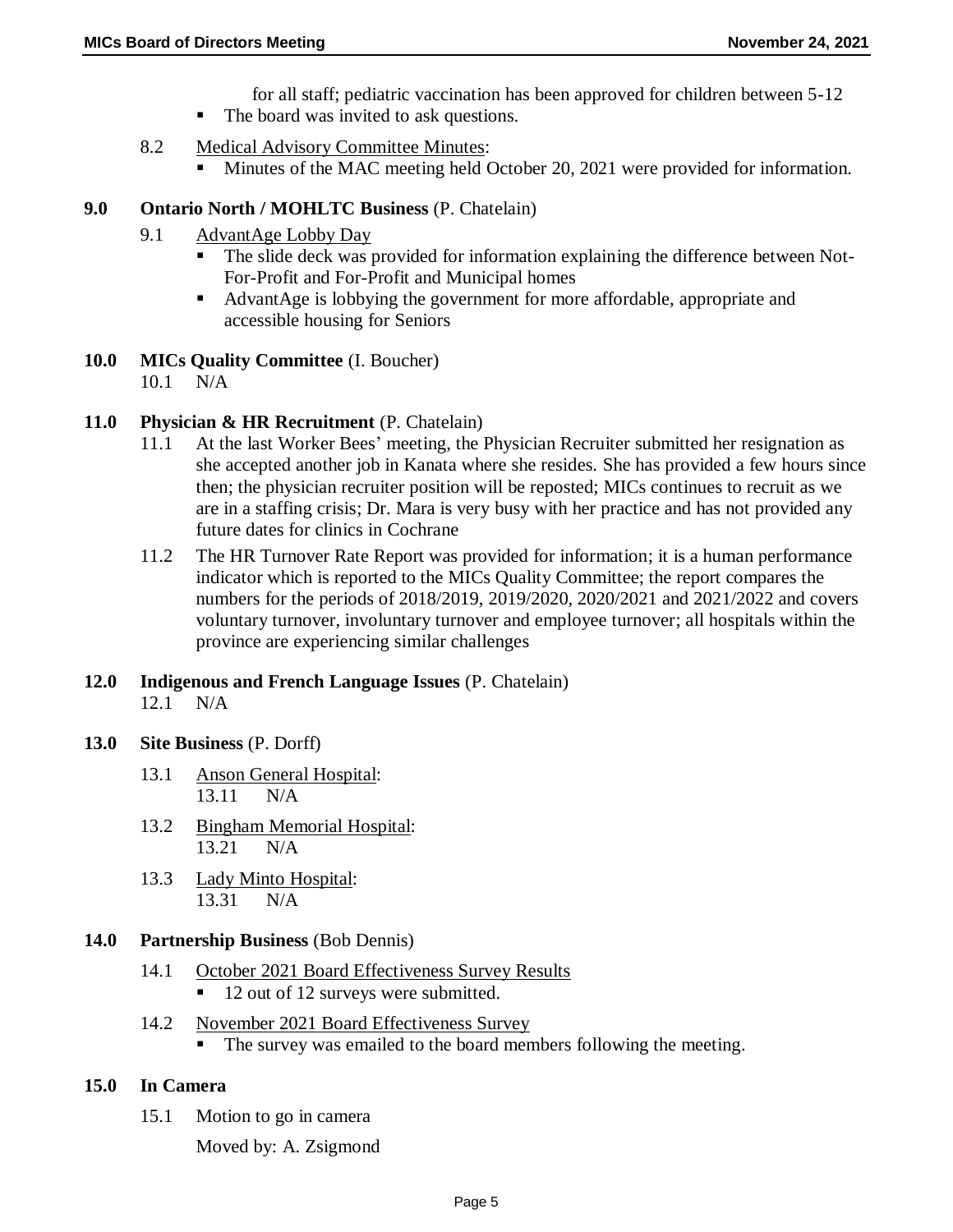for all staff; pediatric vaccination has been approved for children between 5-12

- The board was invited to ask questions.

8.2 Medical Advisory Committee Minutes:

- Minutes of the MAC meeting held October 20, 2021 were provided for information.

**9.0 Ontario North / MOHLTC Business** (P. Chatelain)

9.1 AdvantAge Lobby Day

- The slide deck was provided for information explaining the difference between Not-For-Profit and For-Profit and Municipal homes
- AdvantAge is lobbying the government for more affordable, appropriate and accessible housing for Seniors

**10.0 MICs Quality Committee** (I. Boucher)

10.1 N/A

**11.0 Physician & HR Recruitment** (P. Chatelain)

11.1 At the last Worker Bees' meeting, the Physician Recruiter submitted her resignation as she accepted another job in Kanata where she resides. She has provided a few hours since then; the physician recruiter position will be reposted; MICs continues to recruit as we are in a staffing crisis; Dr. Mara is very busy with her practice and has not provided any future dates for clinics in Cochrane

11.2 The HR Turnover Rate Report was provided for information; it is a human performance indicator which is reported to the MICs Quality Committee; the report compares the numbers for the periods of 2018/2019, 2019/2020, 2020/2021 and 2021/2022 and covers voluntary turnover, involuntary turnover and employee turnover; all hospitals within the province are experiencing similar challenges

**12.0 Indigenous and French Language Issues** (P. Chatelain)

12.1 N/A

**13.0 Site Business** (P. Dorff)

13.1 Anson General Hospital:

13.11 N/A

13.2 Bingham Memorial Hospital:

13.21 N/A

13.3 Lady Minto Hospital:

13.31 N/A

**14.0 Partnership Business** (Bob Dennis)

14.1 October 2021 Board Effectiveness Survey Results

- 12 out of 12 surveys were submitted.

14.2 November 2021 Board Effectiveness Survey

- The survey was emailed to the board members following the meeting.

**15.0 In Camera**

15.1 Motion to go in camera

Moved by: A. Zsigmond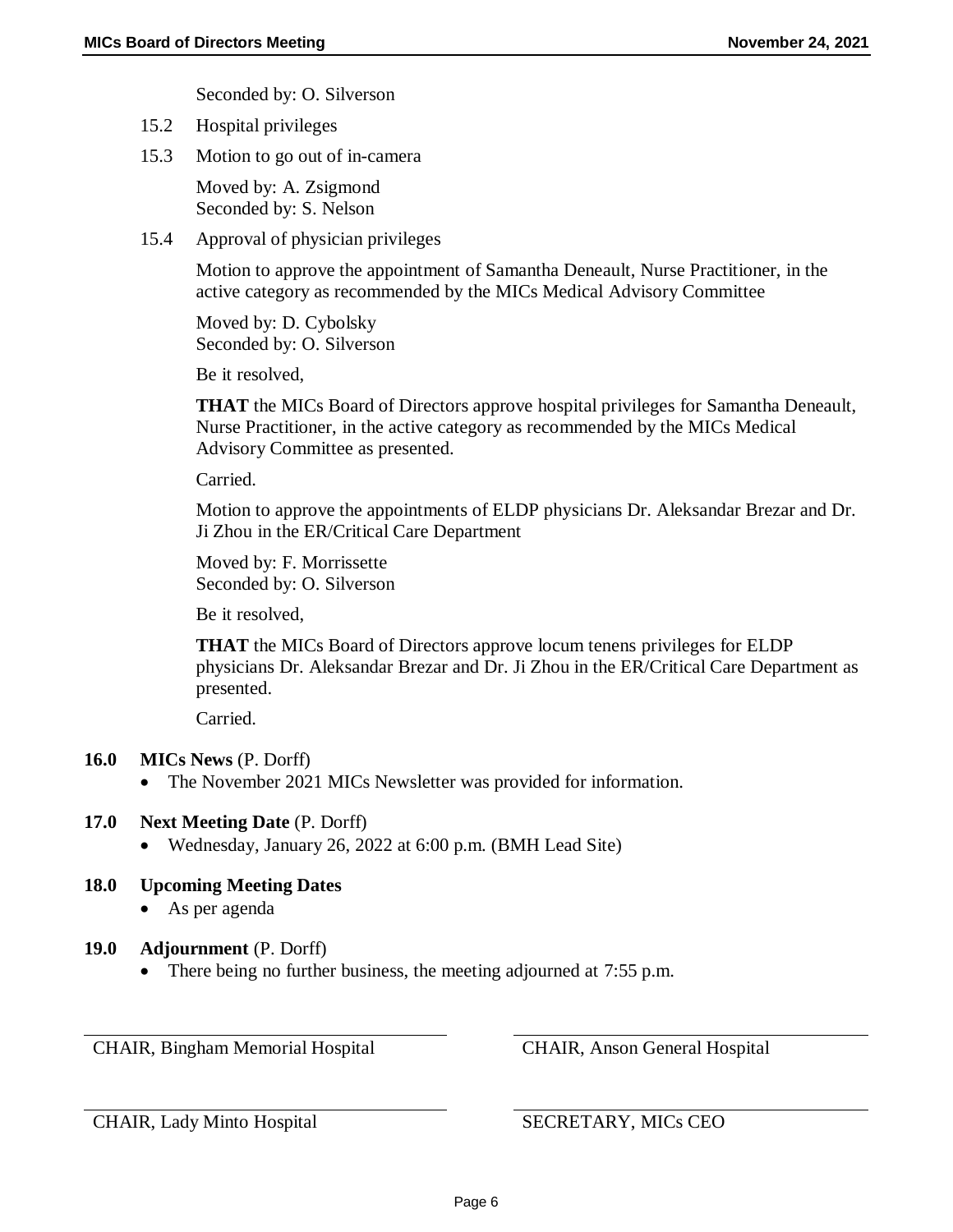Seconded by: O. Silverson

15.2 Hospital privileges

15.3 Motion to go out of in-camera

Moved by: A. Zsigmond
Seconded by: S. Nelson

15.4 Approval of physician privileges

Motion to approve the appointment of Samantha Deneault, Nurse Practitioner, in the active category as recommended by the MICs Medical Advisory Committee

Moved by: D. Cybolsky
Seconded by: O. Silverson

Be it resolved,

**THAT** the MICs Board of Directors approve hospital privileges for Samantha Deneault, Nurse Practitioner, in the active category as recommended by the MICs Medical Advisory Committee as presented.

Carried.

Motion to approve the appointments of ELDP physicians Dr. Aleksandar Brezar and Dr. Ji Zhou in the ER/Critical Care Department

Moved by: F. Morrissette
Seconded by: O. Silverson

Be it resolved,

**THAT** the MICs Board of Directors approve locum tenens privileges for ELDP physicians Dr. Aleksandar Brezar and Dr. Ji Zhou in the ER/Critical Care Department as presented.

Carried.

**16.0 MICs News** (P. Dorff)

- The November 2021 MICs Newsletter was provided for information.

**17.0 Next Meeting Date** (P. Dorff)

- Wednesday, January 26, 2022 at 6:00 p.m. (BMH Lead Site)

**18.0 Upcoming Meeting Dates**

- As per agenda

**19.0 Adjournment** (P. Dorff)

- There being no further business, the meeting adjourned at 7:55 p.m.

CHAIR, Bingham Memorial Hospital

CHAIR, Anson General Hospital

CHAIR, Lady Minto Hospital

SECRETARY, MICs CEO